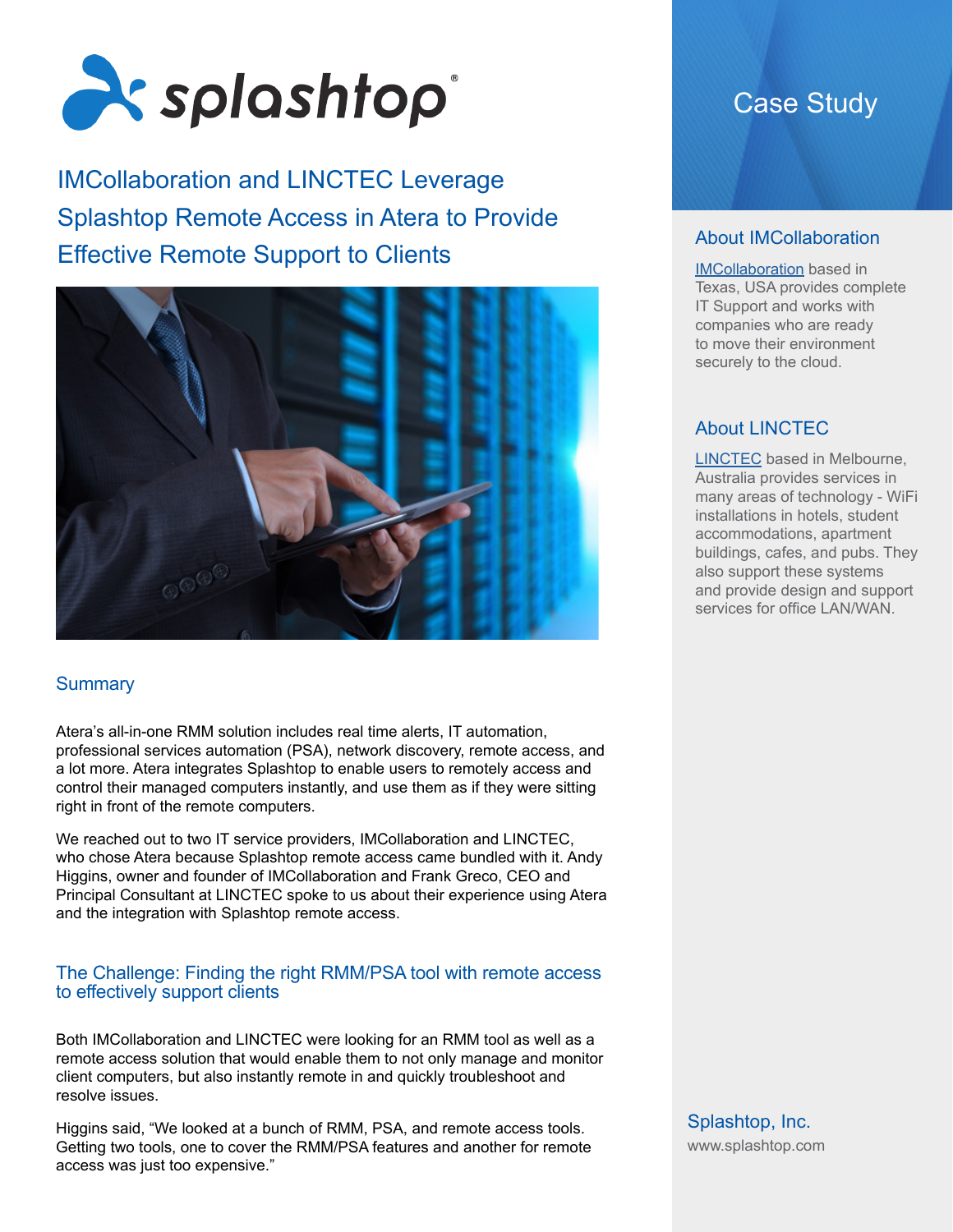# IMCollaboration and LINCTEC Leverage Splashtop Remote Access in Atera to Provide Effective Remote Support to Clients

Case Study

## Summary

Atera's all-in-one RMM solution includes real time alerts, IT automation, professional services automation (PSA), network discovery, remote access, and a lot more. Atera integrates Splashtop to enable users to remotely access and control their managed computers instantly, and use them as if they were sitting right in front of the remote computers.

We reached out to two IT service providers, IMCollaboration and LINCTEC, who chose Atera because Splashtop remote access came bundled with it. Andy Higgins, owner and founder of IMCollaboration and Frank Greco, CEO and Principal Consultant at LINCTEC spoke to us about their experience using Atera and the integration with Splashtop remote access.

## The Challenge: Finding the right RMM/PSA tool with remote access to effectively support clients

Both IMCollaboration and LINCTEC were looking for an RMM tool as well as a remote access solution that would enable them to not only manage and monitor client computers, but also instantly remote in and quickly troubleshoot and resolve issues.

Higgins said, "We looked at a bunch of RMM, PSA, and remote access tools. Getting two tools, one to cover the RMM/PSA features and another for remote access was just too expensive."

### About IMCollaboration

IMCollaboration based in Texas, USA provides complete IT Support and works with companies who are ready to move their environment securely to the cloud.

### About LINCTEC

LINCTEC based in Melbourne, Australia provides services in many areas of technology - WiFi installations in hotels, student accommodations, apartment buildings, cafes, and pubs. They also support these systems and provide design and support services for office LAN/WAN.

Splashtop, Inc.
www.splashtop.com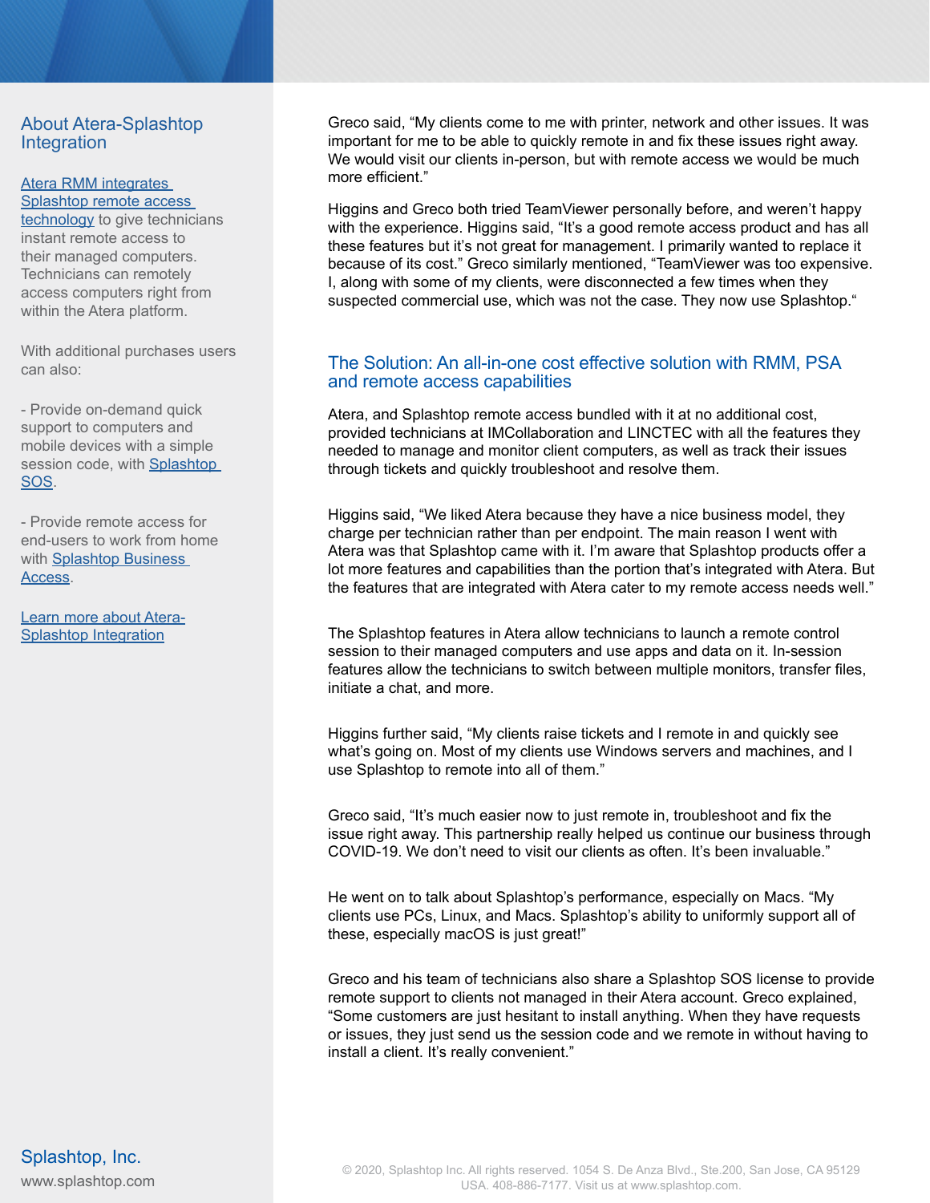## About Atera-Splashtop Integration

Atera RMM integrates Splashtop remote access technology to give technicians instant remote access to their managed computers. Technicians can remotely access computers right from within the Atera platform.

With additional purchases users can also:

- Provide on-demand quick support to computers and mobile devices with a simple session code, with Splashtop SOS.

- Provide remote access for end-users to work from home with Splashtop Business Access.

Learn more about Atera-Splashtop Integration

Greco said, "My clients come to me with printer, network and other issues. It was important for me to be able to quickly remote in and fix these issues right away. We would visit our clients in-person, but with remote access we would be much more efficient."

Higgins and Greco both tried TeamViewer personally before, and weren't happy with the experience. Higgins said, "It's a good remote access product and has all these features but it's not great for management. I primarily wanted to replace it because of its cost." Greco similarly mentioned, "TeamViewer was too expensive. I, along with some of my clients, were disconnected a few times when they suspected commercial use, which was not the case. They now use Splashtop."

## The Solution: An all-in-one cost effective solution with RMM, PSA and remote access capabilities

Atera, and Splashtop remote access bundled with it at no additional cost, provided technicians at IMCollaboration and LINCTEC with all the features they needed to manage and monitor client computers, as well as track their issues through tickets and quickly troubleshoot and resolve them.

Higgins said, "We liked Atera because they have a nice business model, they charge per technician rather than per endpoint. The main reason I went with Atera was that Splashtop came with it. I'm aware that Splashtop products offer a lot more features and capabilities than the portion that's integrated with Atera. But the features that are integrated with Atera cater to my remote access needs well."

The Splashtop features in Atera allow technicians to launch a remote control session to their managed computers and use apps and data on it. In-session features allow the technicians to switch between multiple monitors, transfer files, initiate a chat, and more.

Higgins further said, "My clients raise tickets and I remote in and quickly see what's going on. Most of my clients use Windows servers and machines, and I use Splashtop to remote into all of them."

Greco said, "It's much easier now to just remote in, troubleshoot and fix the issue right away. This partnership really helped us continue our business through COVID-19. We don't need to visit our clients as often. It's been invaluable."

He went on to talk about Splashtop's performance, especially on Macs. "My clients use PCs, Linux, and Macs. Splashtop's ability to uniformly support all of these, especially macOS is just great!"

Greco and his team of technicians also share a Splashtop SOS license to provide remote support to clients not managed in their Atera account. Greco explained, "Some customers are just hesitant to install anything. When they have requests or issues, they just send us the session code and we remote in without having to install a client. It's really convenient."

Splashtop, Inc.
www.splashtop.com

© 2020, Splashtop Inc. All rights reserved. 1054 S. De Anza Blvd., Ste.200, San Jose, CA 95129 USA. 408-886-7177. Visit us at www.splashtop.com.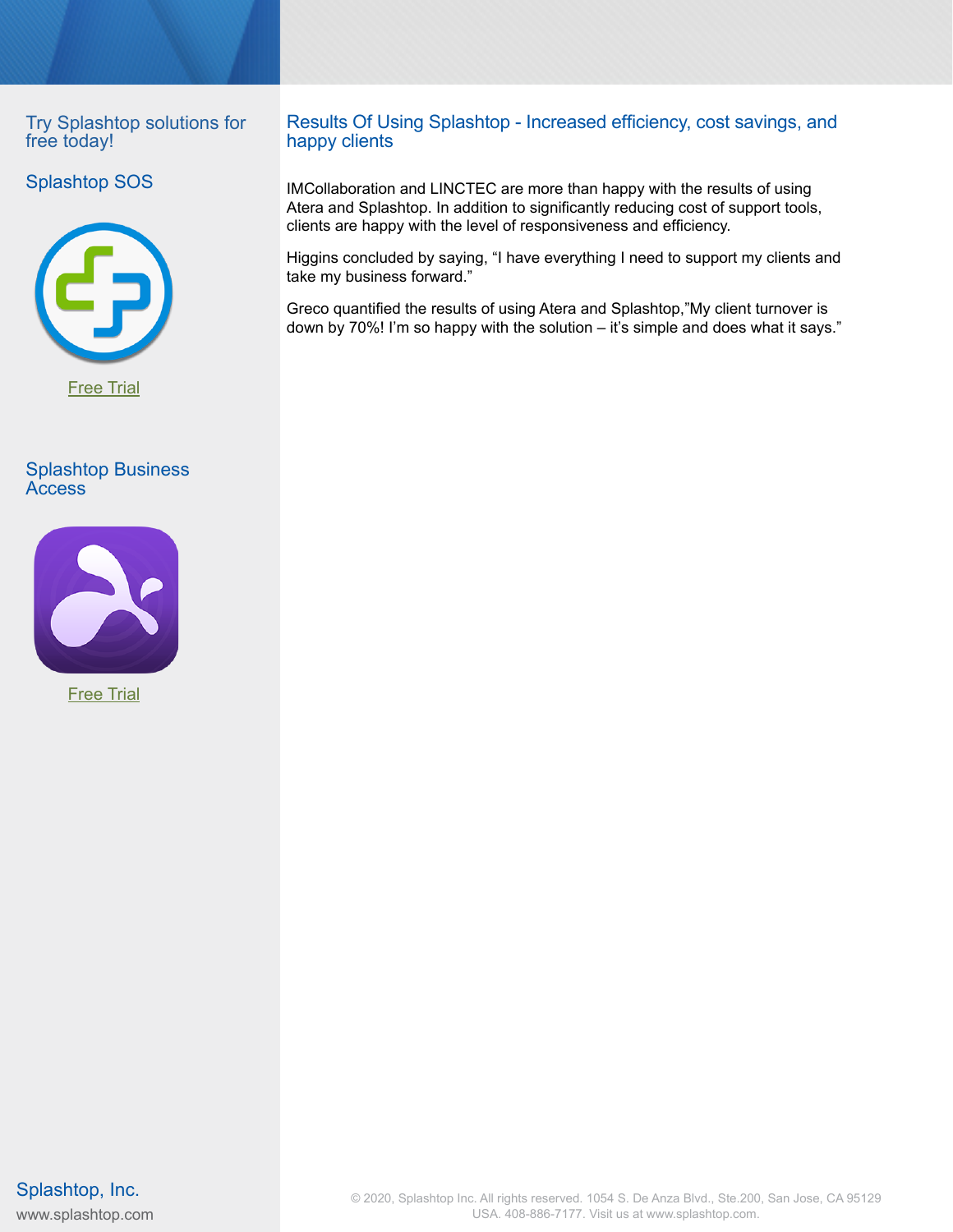## Try Splashtop solutions for free today!

### Splashtop SOS

Free Trial

### Splashtop Business Access

Free Trial

## Results Of Using Splashtop - Increased efficiency, cost savings, and happy clients

IMCollaboration and LINCTEC are more than happy with the results of using Atera and Splashtop. In addition to significantly reducing cost of support tools, clients are happy with the level of responsiveness and efficiency.

Higgins concluded by saying, “I have everything I need to support my clients and take my business forward.”

Greco quantified the results of using Atera and Splashtop,”My client turnover is down by 70%! I’m so happy with the solution – it’s simple and does what it says.”

Splashtop, Inc.
www.splashtop.com

© 2020, Splashtop Inc. All rights reserved. 1054 S. De Anza Blvd., Ste.200, San Jose, CA 95129 USA. 408-886-7177. Visit us at www.splashtop.com.